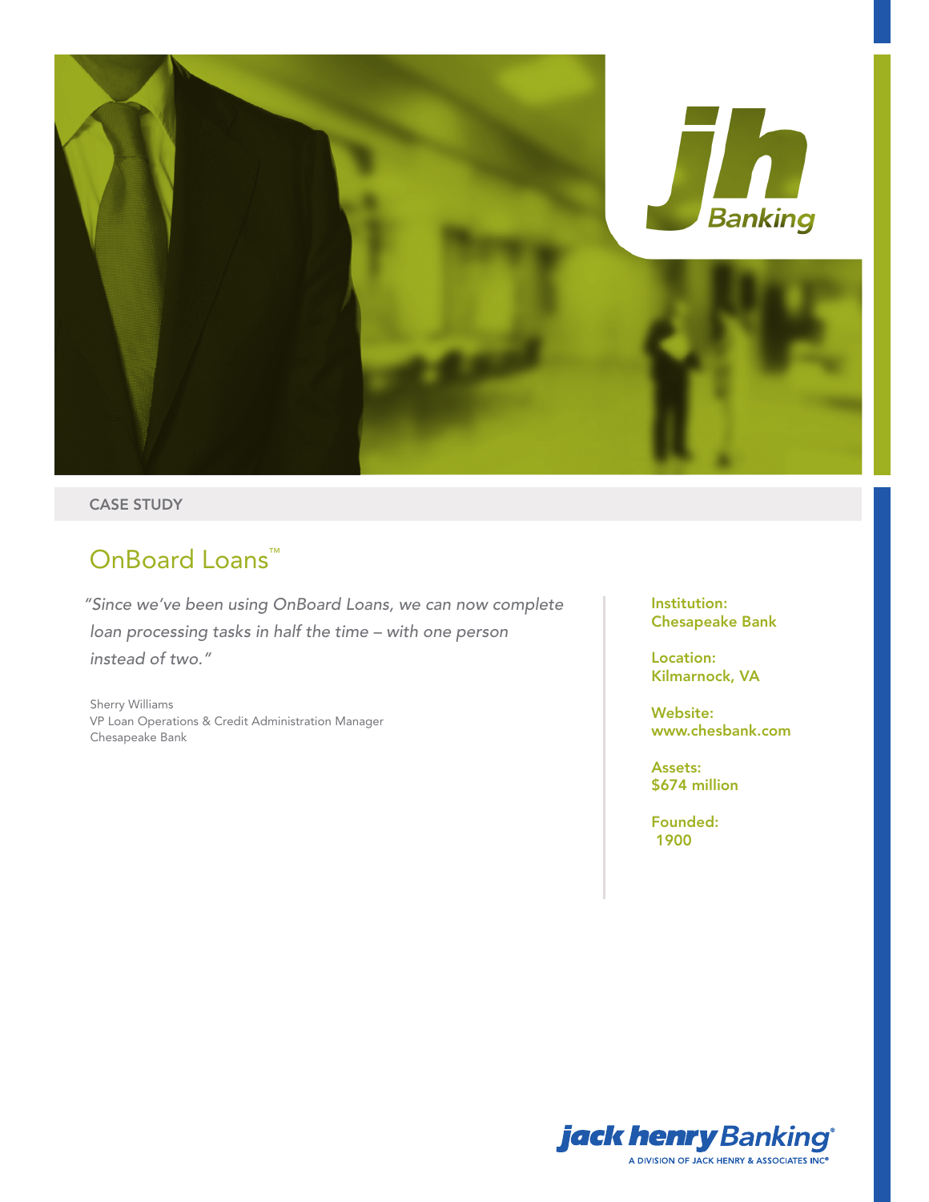CASE STUDY

# OnBoard Loans™

*"Since we've been using OnBoard Loans, we can now complete loan processing tasks in half the time – with one person instead of two."*

Sherry Williams
VP Loan Operations & Credit Administration Manager
Chesapeake Bank

**Institution:**
**Chesapeake Bank**

**Location:**
**Kilmarnock, VA**

**Website:**
**www.chesbank.com**

**Assets:**
**$674 million**

**Founded:**
**1900**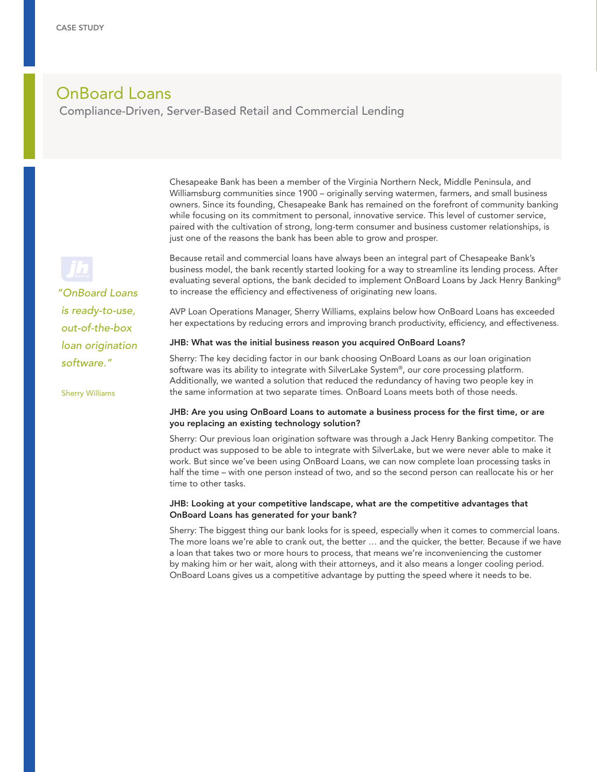CASE STUDY

# OnBoard Loans

## Compliance-Driven, Server-Based Retail and Commercial Lending

Chesapeake Bank has been a member of the Virginia Northern Neck, Middle Peninsula, and Williamsburg communities since 1900 – originally serving watermen, farmers, and small business owners. Since its founding, Chesapeake Bank has remained on the forefront of community banking while focusing on its commitment to personal, innovative service. This level of customer service, paired with the cultivation of strong, long-term consumer and business customer relationships, is just one of the reasons the bank has been able to grow and prosper.

Because retail and commercial loans have always been an integral part of Chesapeake Bank's business model, the bank recently started looking for a way to streamline its lending process. After evaluating several options, the bank decided to implement OnBoard Loans by Jack Henry Banking® to increase the efficiency and effectiveness of originating new loans.

*"OnBoard Loans is ready-to-use, out-of-the-box loan origination software."*

Sherry Williams

AVP Loan Operations Manager, Sherry Williams, explains below how OnBoard Loans has exceeded her expectations by reducing errors and improving branch productivity, efficiency, and effectiveness.

**JHB: What was the initial business reason you acquired OnBoard Loans?**

Sherry: The key deciding factor in our bank choosing OnBoard Loans as our loan origination software was its ability to integrate with SilverLake System®, our core processing platform. Additionally, we wanted a solution that reduced the redundancy of having two people key in the same information at two separate times. OnBoard Loans meets both of those needs.

**JHB: Are you using OnBoard Loans to automate a business process for the first time, or are you replacing an existing technology solution?**

Sherry: Our previous loan origination software was through a Jack Henry Banking competitor. The product was supposed to be able to integrate with SilverLake, but we were never able to make it work. But since we've been using OnBoard Loans, we can now complete loan processing tasks in half the time – with one person instead of two, and so the second person can reallocate his or her time to other tasks.

**JHB: Looking at your competitive landscape, what are the competitive advantages that OnBoard Loans has generated for your bank?**

Sherry: The biggest thing our bank looks for is speed, especially when it comes to commercial loans. The more loans we're able to crank out, the better … and the quicker, the better. Because if we have a loan that takes two or more hours to process, that means we're inconveniencing the customer by making him or her wait, along with their attorneys, and it also means a longer cooling period. OnBoard Loans gives us a competitive advantage by putting the speed where it needs to be.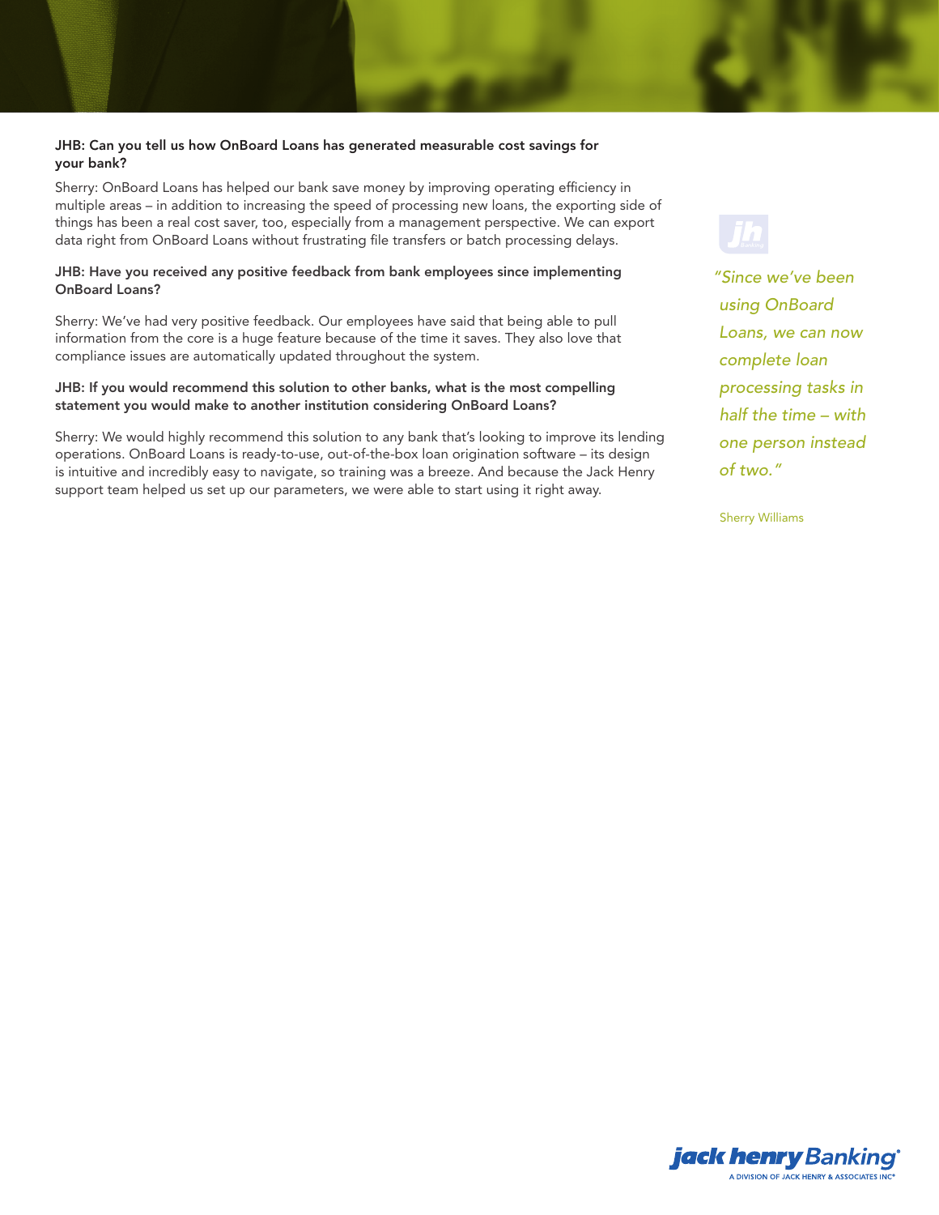**JHB: Can you tell us how OnBoard Loans has generated measurable cost savings for your bank?**

Sherry: OnBoard Loans has helped our bank save money by improving operating efficiency in multiple areas – in addition to increasing the speed of processing new loans, the exporting side of things has been a real cost saver, too, especially from a management perspective. We can export data right from OnBoard Loans without frustrating file transfers or batch processing delays.

**JHB: Have you received any positive feedback from bank employees since implementing OnBoard Loans?**

Sherry: We've had very positive feedback. Our employees have said that being able to pull information from the core is a huge feature because of the time it saves. They also love that compliance issues are automatically updated throughout the system.

**JHB: If you would recommend this solution to other banks, what is the most compelling statement you would make to another institution considering OnBoard Loans?**

Sherry: We would highly recommend this solution to any bank that's looking to improve its lending operations. OnBoard Loans is ready-to-use, out-of-the-box loan origination software – its design is intuitive and incredibly easy to navigate, so training was a breeze. And because the Jack Henry support team helped us set up our parameters, we were able to start using it right away.

> *"Since we've been using OnBoard Loans, we can now complete loan processing tasks in half the time – with one person instead of two."*
>
> Sherry Williams

jack henry Banking®
A DIVISION OF JACK HENRY & ASSOCIATES INC®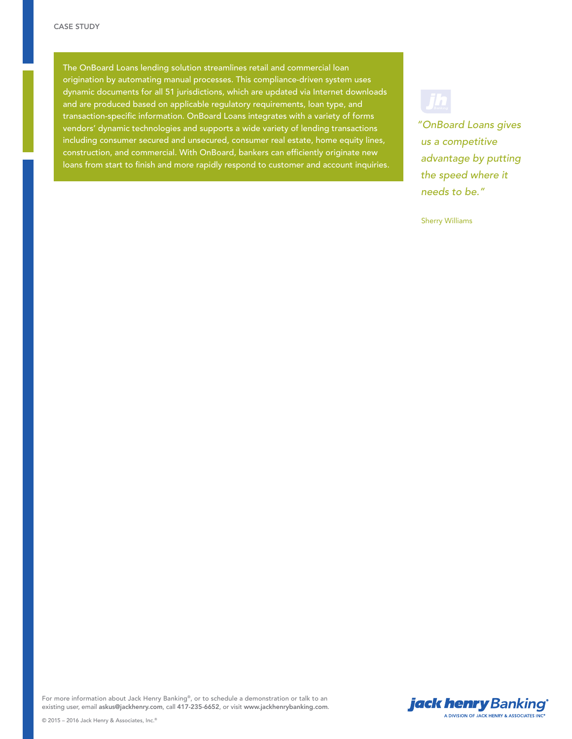The OnBoard Loans lending solution streamlines retail and commercial loan origination by automating manual processes. This compliance-driven system uses dynamic documents for all 51 jurisdictions, which are updated via Internet downloads and are produced based on applicable regulatory requirements, loan type, and transaction-specific information. OnBoard Loans integrates with a variety of forms vendors' dynamic technologies and supports a wide variety of lending transactions including consumer secured and unsecured, consumer real estate, home equity lines, construction, and commercial. With OnBoard, bankers can efficiently originate new loans from start to finish and more rapidly respond to customer and account inquiries.

*"OnBoard Loans gives us a competitive advantage by putting the speed where it needs to be."*

Sherry Williams

For more information about Jack Henry Banking®, or to schedule a demonstration or talk to an existing user, email **askus@jackhenry.com**, call **417-235-6652**, or visit **www.jackhenrybanking.com**.

jack henry Banking® — A DIVISION OF JACK HENRY & ASSOCIATES INC®

© 2015 – 2016 Jack Henry & Associates, Inc.®